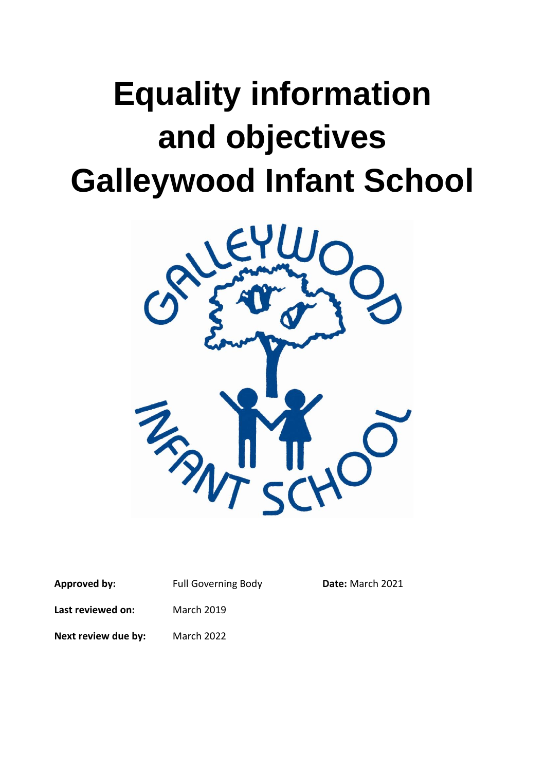# Equality information and objectives Galleywood Infant School

| | | |
|---|---|---|
| **Approved by:** | Full Governing Body | **Date:** March 2021 |
| **Last reviewed on:** | March 2019 | |
| **Next review due by:** | March 2022 | |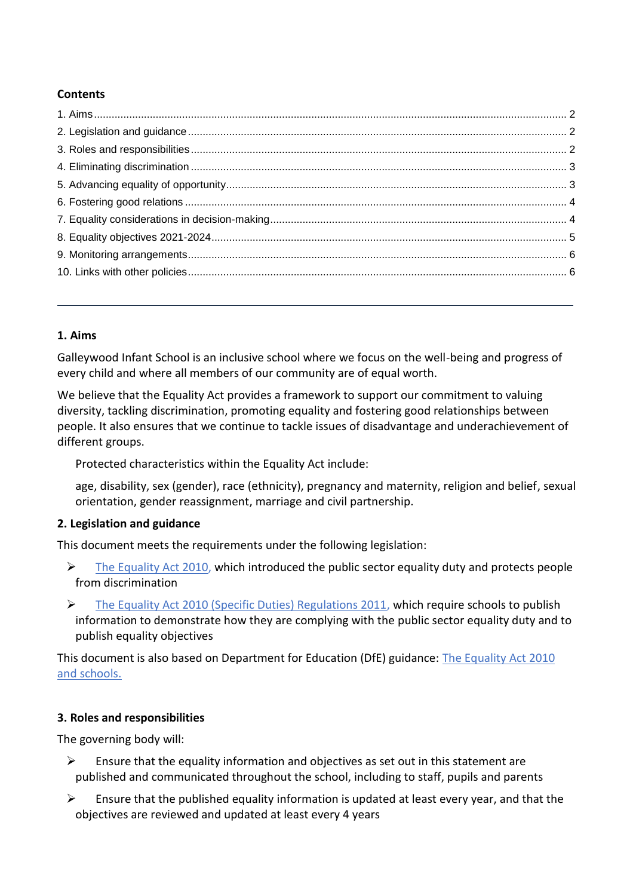**Contents**

1. Aims ........................................................................ 2
2. Legislation and guidance ........................................................................ 2
3. Roles and responsibilities ........................................................................ 2
4. Eliminating discrimination ........................................................................ 3
5. Advancing equality of opportunity ........................................................................ 3
6. Fostering good relations ........................................................................ 4
7. Equality considerations in decision-making ........................................................................ 4
8. Equality objectives 2021-2024 ........................................................................ 5
9. Monitoring arrangements ........................................................................ 6
10. Links with other policies ........................................................................ 6

---

## 1. Aims

Galleywood Infant School is an inclusive school where we focus on the well-being and progress of every child and where all members of our community are of equal worth.

We believe that the Equality Act provides a framework to support our commitment to valuing diversity, tackling discrimination, promoting equality and fostering good relationships between people. It also ensures that we continue to tackle issues of disadvantage and underachievement of different groups.

Protected characteristics within the Equality Act include:

age, disability, sex (gender), race (ethnicity), pregnancy and maternity, religion and belief, sexual orientation, gender reassignment, marriage and civil partnership.

## 2. Legislation and guidance

This document meets the requirements under the following legislation:

- The Equality Act 2010, which introduced the public sector equality duty and protects people from discrimination
- The Equality Act 2010 (Specific Duties) Regulations 2011, which require schools to publish information to demonstrate how they are complying with the public sector equality duty and to publish equality objectives

This document is also based on Department for Education (DfE) guidance: The Equality Act 2010 and schools.

## 3. Roles and responsibilities

The governing body will:

- Ensure that the equality information and objectives as set out in this statement are published and communicated throughout the school, including to staff, pupils and parents
- Ensure that the published equality information is updated at least every year, and that the objectives are reviewed and updated at least every 4 years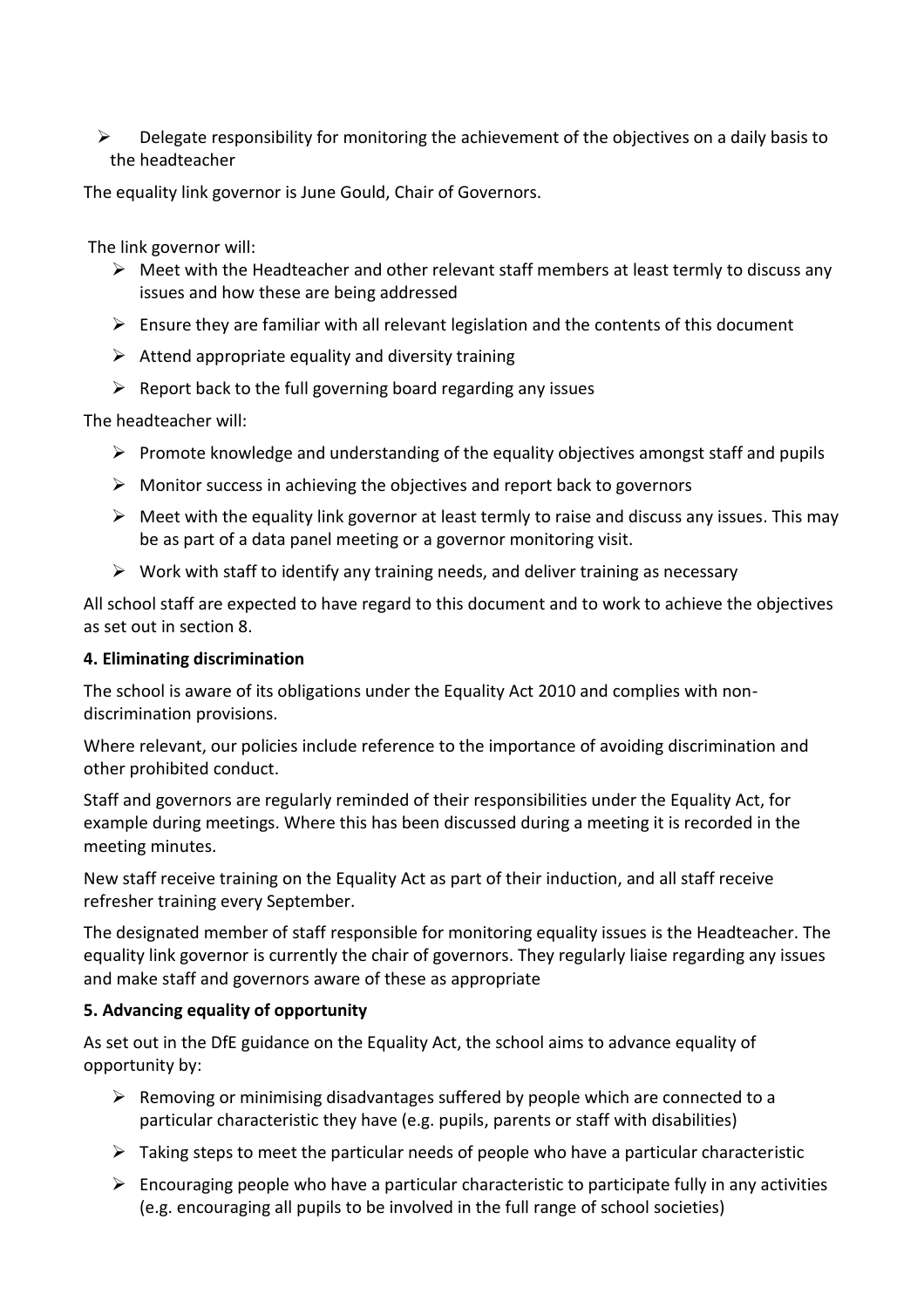- Delegate responsibility for monitoring the achievement of the objectives on a daily basis to the headteacher

The equality link governor is June Gould, Chair of Governors.

The link governor will:

- Meet with the Headteacher and other relevant staff members at least termly to discuss any issues and how these are being addressed
- Ensure they are familiar with all relevant legislation and the contents of this document
- Attend appropriate equality and diversity training
- Report back to the full governing board regarding any issues

The headteacher will:

- Promote knowledge and understanding of the equality objectives amongst staff and pupils
- Monitor success in achieving the objectives and report back to governors
- Meet with the equality link governor at least termly to raise and discuss any issues. This may be as part of a data panel meeting or a governor monitoring visit.
- Work with staff to identify any training needs, and deliver training as necessary

All school staff are expected to have regard to this document and to work to achieve the objectives as set out in section 8.

**4. Eliminating discrimination**

The school is aware of its obligations under the Equality Act 2010 and complies with non-discrimination provisions.

Where relevant, our policies include reference to the importance of avoiding discrimination and other prohibited conduct.

Staff and governors are regularly reminded of their responsibilities under the Equality Act, for example during meetings. Where this has been discussed during a meeting it is recorded in the meeting minutes.

New staff receive training on the Equality Act as part of their induction, and all staff receive refresher training every September.

The designated member of staff responsible for monitoring equality issues is the Headteacher. The equality link governor is currently the chair of governors. They regularly liaise regarding any issues and make staff and governors aware of these as appropriate

**5. Advancing equality of opportunity**

As set out in the DfE guidance on the Equality Act, the school aims to advance equality of opportunity by:

- Removing or minimising disadvantages suffered by people which are connected to a particular characteristic they have (e.g. pupils, parents or staff with disabilities)
- Taking steps to meet the particular needs of people who have a particular characteristic
- Encouraging people who have a particular characteristic to participate fully in any activities (e.g. encouraging all pupils to be involved in the full range of school societies)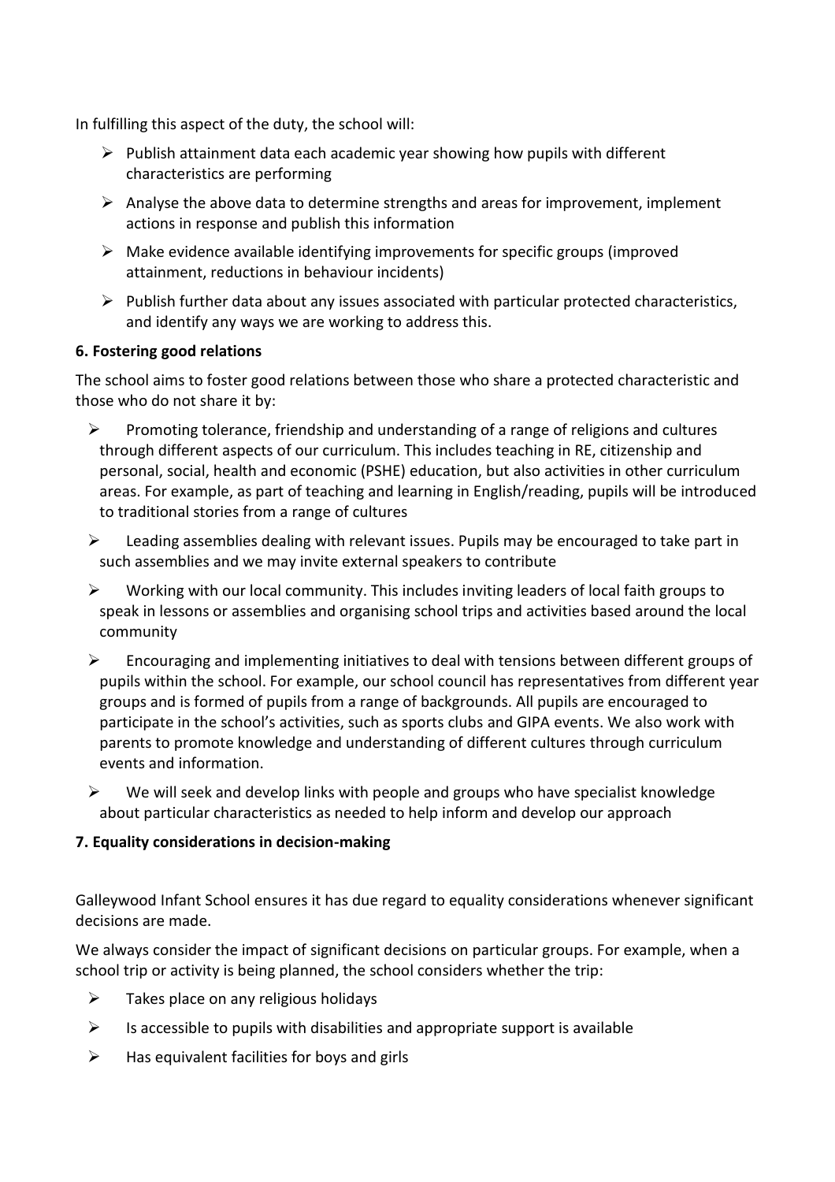In fulfilling this aspect of the duty, the school will:

- Publish attainment data each academic year showing how pupils with different characteristics are performing
- Analyse the above data to determine strengths and areas for improvement, implement actions in response and publish this information
- Make evidence available identifying improvements for specific groups (improved attainment, reductions in behaviour incidents)
- Publish further data about any issues associated with particular protected characteristics, and identify any ways we are working to address this.

### 6. Fostering good relations

The school aims to foster good relations between those who share a protected characteristic and those who do not share it by:

- Promoting tolerance, friendship and understanding of a range of religions and cultures through different aspects of our curriculum. This includes teaching in RE, citizenship and personal, social, health and economic (PSHE) education, but also activities in other curriculum areas. For example, as part of teaching and learning in English/reading, pupils will be introduced to traditional stories from a range of cultures
- Leading assemblies dealing with relevant issues. Pupils may be encouraged to take part in such assemblies and we may invite external speakers to contribute
- Working with our local community. This includes inviting leaders of local faith groups to speak in lessons or assemblies and organising school trips and activities based around the local community
- Encouraging and implementing initiatives to deal with tensions between different groups of pupils within the school. For example, our school council has representatives from different year groups and is formed of pupils from a range of backgrounds. All pupils are encouraged to participate in the school's activities, such as sports clubs and GIPA events. We also work with parents to promote knowledge and understanding of different cultures through curriculum events and information.
- We will seek and develop links with people and groups who have specialist knowledge about particular characteristics as needed to help inform and develop our approach

### 7. Equality considerations in decision-making

Galleywood Infant School ensures it has due regard to equality considerations whenever significant decisions are made.

We always consider the impact of significant decisions on particular groups. For example, when a school trip or activity is being planned, the school considers whether the trip:

- Takes place on any religious holidays
- Is accessible to pupils with disabilities and appropriate support is available
- Has equivalent facilities for boys and girls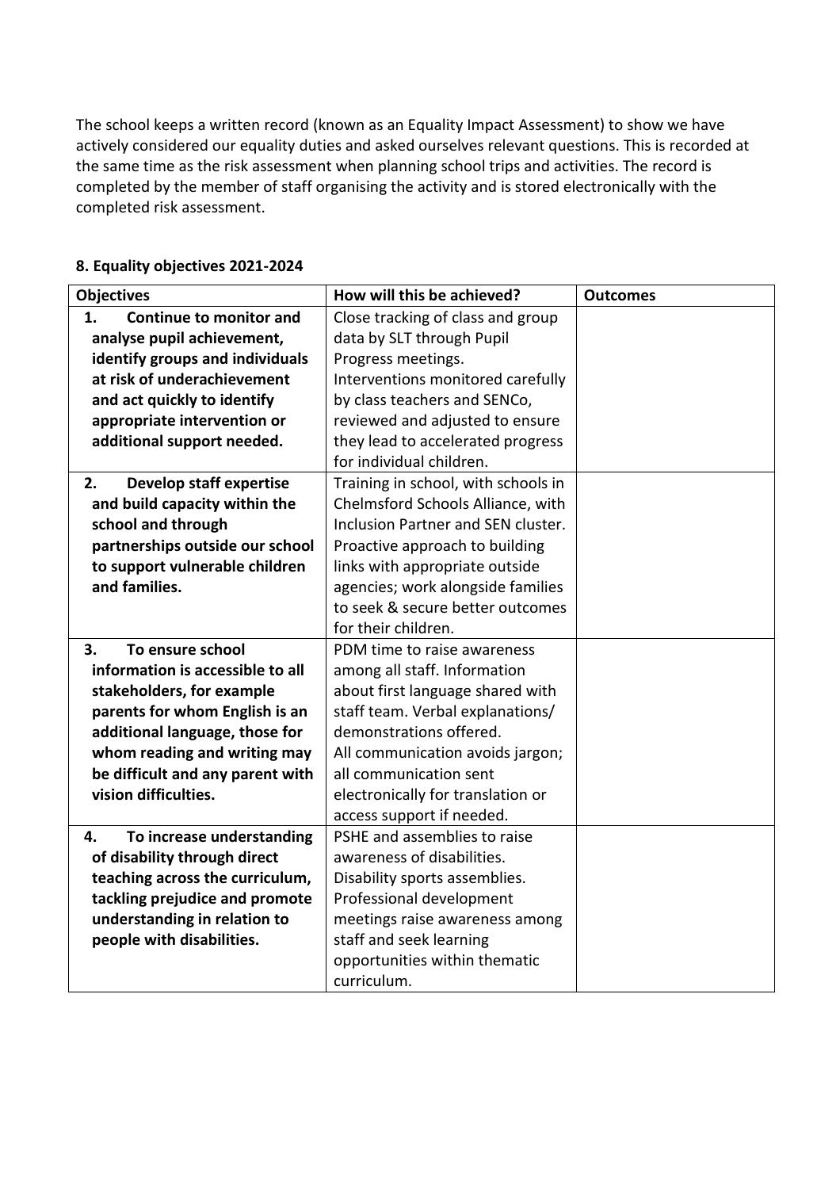The school keeps a written record (known as an Equality Impact Assessment) to show we have actively considered our equality duties and asked ourselves relevant questions. This is recorded at the same time as the risk assessment when planning school trips and activities. The record is completed by the member of staff organising the activity and is stored electronically with the completed risk assessment.

### 8. Equality objectives 2021-2024

| Objectives | How will this be achieved? | Outcomes |
| --- | --- | --- |
| **1. Continue to monitor and analyse pupil achievement, identify groups and individuals at risk of underachievement and act quickly to identify appropriate intervention or additional support needed.** | Close tracking of class and group data by SLT through Pupil Progress meetings. Interventions monitored carefully by class teachers and SENCo, reviewed and adjusted to ensure they lead to accelerated progress for individual children. | |
| **2. Develop staff expertise and build capacity within the school and through partnerships outside our school to support vulnerable children and families.** | Training in school, with schools in Chelmsford Schools Alliance, with Inclusion Partner and SEN cluster. Proactive approach to building links with appropriate outside agencies; work alongside families to seek & secure better outcomes for their children. | |
| **3. To ensure school information is accessible to all stakeholders, for example parents for whom English is an additional language, those for whom reading and writing may be difficult and any parent with vision difficulties.** | PDM time to raise awareness among all staff. Information about first language shared with staff team. Verbal explanations/ demonstrations offered. All communication avoids jargon; all communication sent electronically for translation or access support if needed. | |
| **4. To increase understanding of disability through direct teaching across the curriculum, tackling prejudice and promote understanding in relation to people with disabilities.** | PSHE and assemblies to raise awareness of disabilities. Disability sports assemblies. Professional development meetings raise awareness among staff and seek learning opportunities within thematic curriculum. | |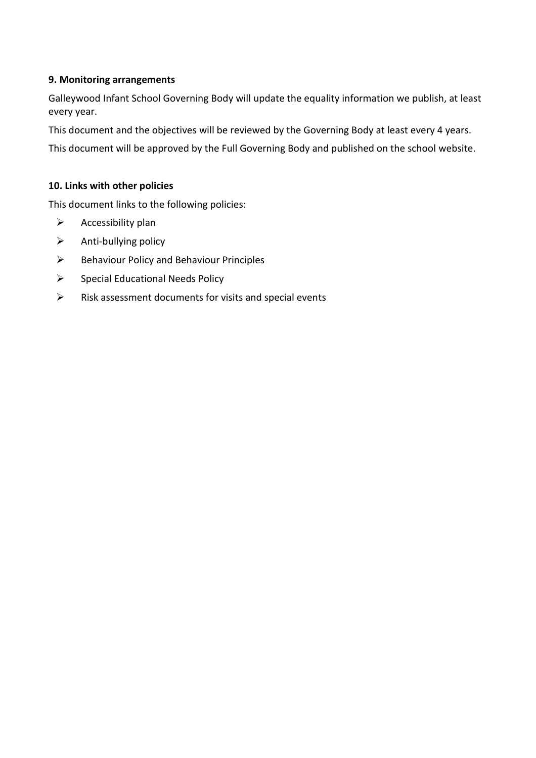**9. Monitoring arrangements**

Galleywood Infant School Governing Body will update the equality information we publish, at least every year.

This document and the objectives will be reviewed by the Governing Body at least every 4 years.

This document will be approved by the Full Governing Body and published on the school website.

**10. Links with other policies**

This document links to the following policies:

- Accessibility plan
- Anti-bullying policy
- Behaviour Policy and Behaviour Principles
- Special Educational Needs Policy
- Risk assessment documents for visits and special events